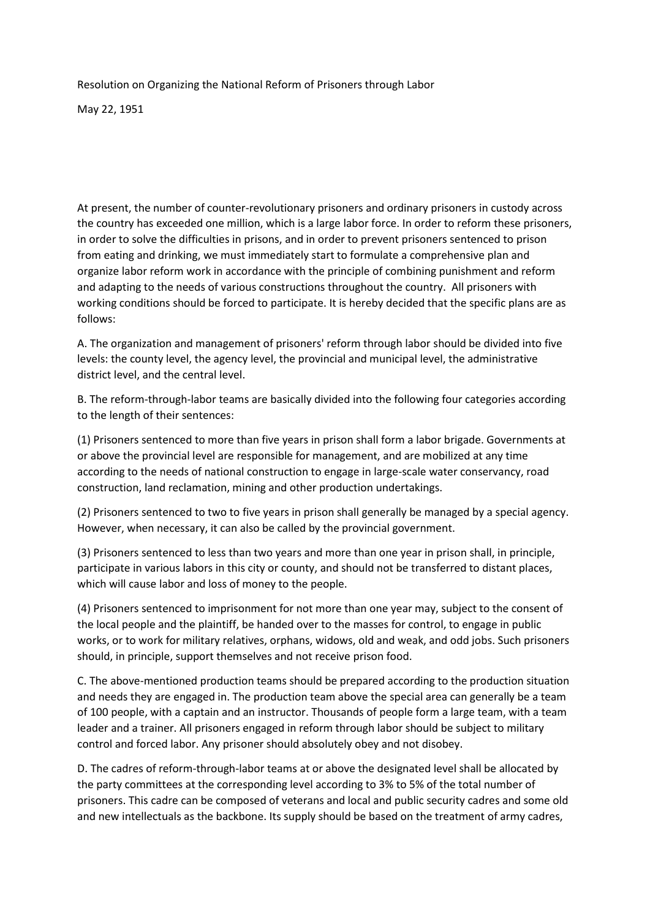Resolution on Organizing the National Reform of Prisoners through Labor

May 22, 1951

At present, the number of counter-revolutionary prisoners and ordinary prisoners in custody across the country has exceeded one million, which is a large labor force. In order to reform these prisoners, in order to solve the difficulties in prisons, and in order to prevent prisoners sentenced to prison from eating and drinking, we must immediately start to formulate a comprehensive plan and organize labor reform work in accordance with the principle of combining punishment and reform and adapting to the needs of various constructions throughout the country. All prisoners with working conditions should be forced to participate. It is hereby decided that the specific plans are as follows:

A. The organization and management of prisoners' reform through labor should be divided into five levels: the county level, the agency level, the provincial and municipal level, the administrative district level, and the central level.

B. The reform-through-labor teams are basically divided into the following four categories according to the length of their sentences:

(1) Prisoners sentenced to more than five years in prison shall form a labor brigade. Governments at or above the provincial level are responsible for management, and are mobilized at any time according to the needs of national construction to engage in large-scale water conservancy, road construction, land reclamation, mining and other production undertakings.

(2) Prisoners sentenced to two to five years in prison shall generally be managed by a special agency. However, when necessary, it can also be called by the provincial government.

(3) Prisoners sentenced to less than two years and more than one year in prison shall, in principle, participate in various labors in this city or county, and should not be transferred to distant places, which will cause labor and loss of money to the people.

(4) Prisoners sentenced to imprisonment for not more than one year may, subject to the consent of the local people and the plaintiff, be handed over to the masses for control, to engage in public works, or to work for military relatives, orphans, widows, old and weak, and odd jobs. Such prisoners should, in principle, support themselves and not receive prison food.

C. The above-mentioned production teams should be prepared according to the production situation and needs they are engaged in. The production team above the special area can generally be a team of 100 people, with a captain and an instructor. Thousands of people form a large team, with a team leader and a trainer. All prisoners engaged in reform through labor should be subject to military control and forced labor. Any prisoner should absolutely obey and not disobey.

D. The cadres of reform-through-labor teams at or above the designated level shall be allocated by the party committees at the corresponding level according to 3% to 5% of the total number of prisoners. This cadre can be composed of veterans and local and public security cadres and some old and new intellectuals as the backbone. Its supply should be based on the treatment of army cadres,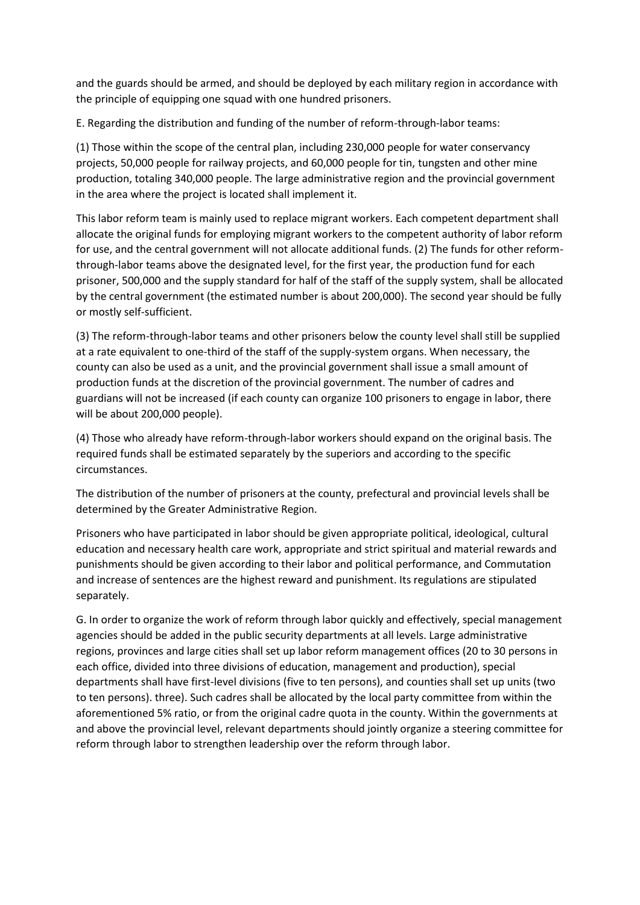and the guards should be armed, and should be deployed by each military region in accordance with the principle of equipping one squad with one hundred prisoners.

E. Regarding the distribution and funding of the number of reform-through-labor teams:

(1) Those within the scope of the central plan, including 230,000 people for water conservancy projects, 50,000 people for railway projects, and 60,000 people for tin, tungsten and other mine production, totaling 340,000 people. The large administrative region and the provincial government in the area where the project is located shall implement it.

This labor reform team is mainly used to replace migrant workers. Each competent department shall allocate the original funds for employing migrant workers to the competent authority of labor reform for use, and the central government will not allocate additional funds. (2) The funds for other reform-through-labor teams above the designated level, for the first year, the production fund for each prisoner, 500,000 and the supply standard for half of the staff of the supply system, shall be allocated by the central government (the estimated number is about 200,000). The second year should be fully or mostly self-sufficient.

(3) The reform-through-labor teams and other prisoners below the county level shall still be supplied at a rate equivalent to one-third of the staff of the supply-system organs. When necessary, the county can also be used as a unit, and the provincial government shall issue a small amount of production funds at the discretion of the provincial government. The number of cadres and guardians will not be increased (if each county can organize 100 prisoners to engage in labor, there will be about 200,000 people).

(4) Those who already have reform-through-labor workers should expand on the original basis. The required funds shall be estimated separately by the superiors and according to the specific circumstances.

The distribution of the number of prisoners at the county, prefectural and provincial levels shall be determined by the Greater Administrative Region.

Prisoners who have participated in labor should be given appropriate political, ideological, cultural education and necessary health care work, appropriate and strict spiritual and material rewards and punishments should be given according to their labor and political performance, and Commutation and increase of sentences are the highest reward and punishment. Its regulations are stipulated separately.

G. In order to organize the work of reform through labor quickly and effectively, special management agencies should be added in the public security departments at all levels. Large administrative regions, provinces and large cities shall set up labor reform management offices (20 to 30 persons in each office, divided into three divisions of education, management and production), special departments shall have first-level divisions (five to ten persons), and counties shall set up units (two to ten persons). three). Such cadres shall be allocated by the local party committee from within the aforementioned 5% ratio, or from the original cadre quota in the county. Within the governments at and above the provincial level, relevant departments should jointly organize a steering committee for reform through labor to strengthen leadership over the reform through labor.